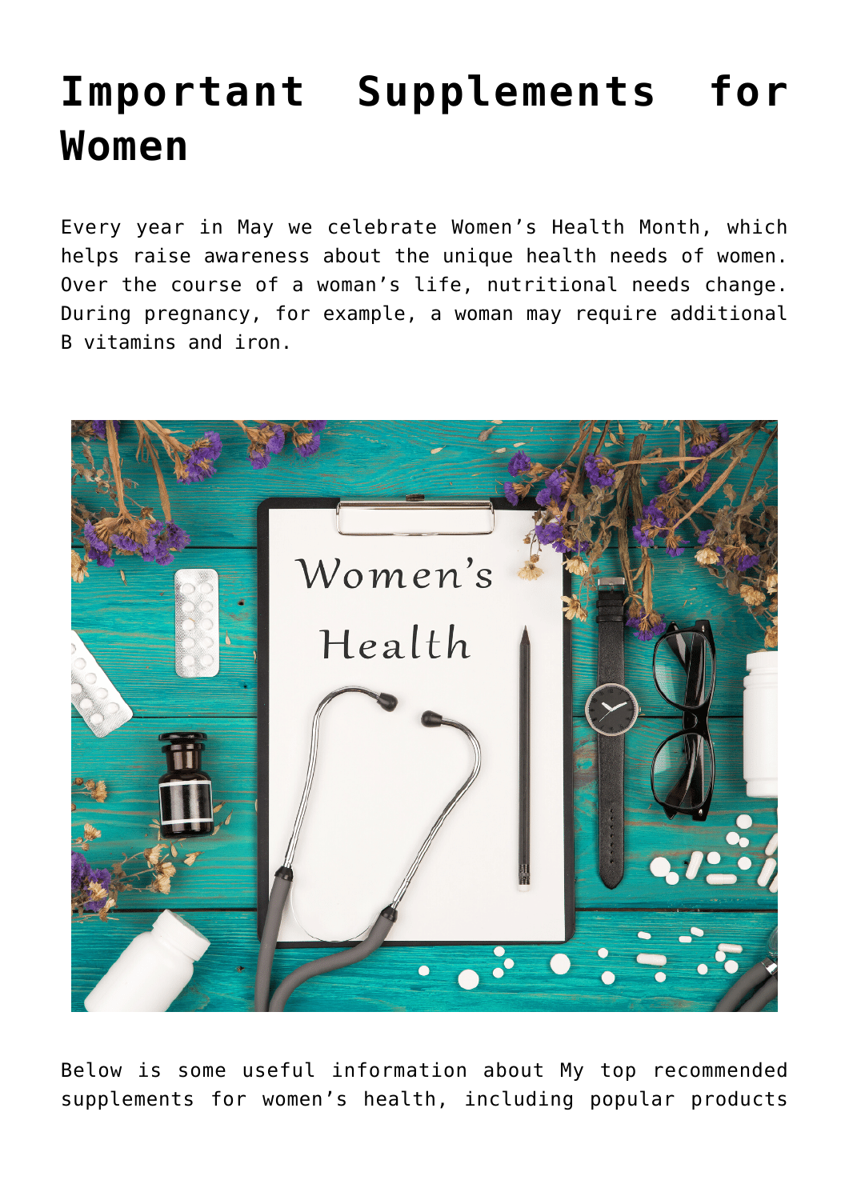# Important Supplements for Women

Every year in May we celebrate Women's Health Month, which helps raise awareness about the unique health needs of women. Over the course of a woman's life, nutritional needs change. During pregnancy, for example, a woman may require additional B vitamins and iron.

Below is some useful information about My top recommended supplements for women's health, including popular products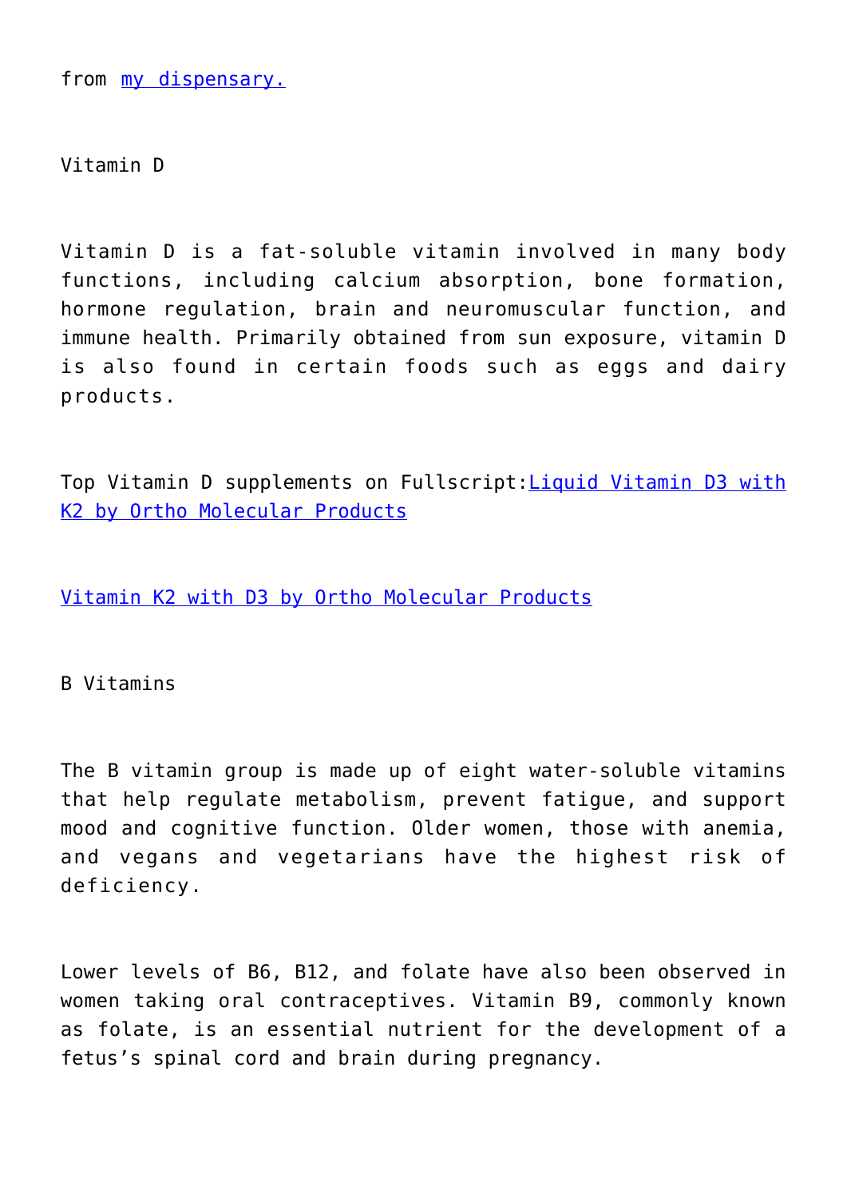from [my dispensary.]

## Vitamin D

Vitamin D is a fat-soluble vitamin involved in many body functions, including calcium absorption, bone formation, hormone regulation, brain and neuromuscular function, and immune health. Primarily obtained from sun exposure, vitamin D is also found in certain foods such as eggs and dairy products.

Top Vitamin D supplements on Fullscript:[Liquid Vitamin D3 with K2 by Ortho Molecular Products]

[Vitamin K2 with D3 by Ortho Molecular Products]

## B Vitamins

The B vitamin group is made up of eight water-soluble vitamins that help regulate metabolism, prevent fatigue, and support mood and cognitive function. Older women, those with anemia, and vegans and vegetarians have the highest risk of deficiency.

Lower levels of B6, B12, and folate have also been observed in women taking oral contraceptives. Vitamin B9, commonly known as folate, is an essential nutrient for the development of a fetus's spinal cord and brain during pregnancy.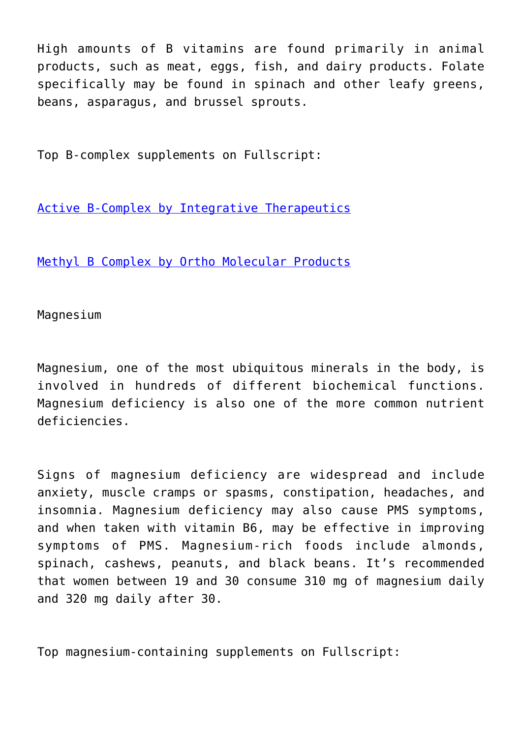High amounts of B vitamins are found primarily in animal products, such as meat, eggs, fish, and dairy products. Folate specifically may be found in spinach and other leafy greens, beans, asparagus, and brussel sprouts.

Top B-complex supplements on Fullscript:

[Active B-Complex by Integrative Therapeutics]

[Methyl B Complex by Ortho Molecular Products]

## Magnesium

Magnesium, one of the most ubiquitous minerals in the body, is involved in hundreds of different biochemical functions. Magnesium deficiency is also one of the more common nutrient deficiencies.

Signs of magnesium deficiency are widespread and include anxiety, muscle cramps or spasms, constipation, headaches, and insomnia. Magnesium deficiency may also cause PMS symptoms, and when taken with vitamin B6, may be effective in improving symptoms of PMS. Magnesium-rich foods include almonds, spinach, cashews, peanuts, and black beans. It's recommended that women between 19 and 30 consume 310 mg of magnesium daily and 320 mg daily after 30.

Top magnesium-containing supplements on Fullscript: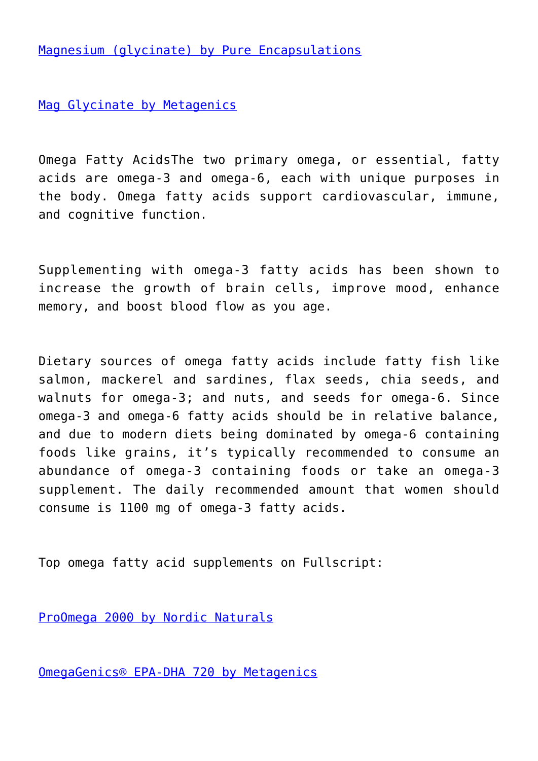[Magnesium (glycinate) by Pure Encapsulations]

[Mag Glycinate by Metagenics]

Omega Fatty AcidsThe two primary omega, or essential, fatty acids are omega-3 and omega-6, each with unique purposes in the body. Omega fatty acids support cardiovascular, immune, and cognitive function.

Supplementing with omega-3 fatty acids has been shown to increase the growth of brain cells, improve mood, enhance memory, and boost blood flow as you age.

Dietary sources of omega fatty acids include fatty fish like salmon, mackerel and sardines, flax seeds, chia seeds, and walnuts for omega-3; and nuts, and seeds for omega-6. Since omega-3 and omega-6 fatty acids should be in relative balance, and due to modern diets being dominated by omega-6 containing foods like grains, it's typically recommended to consume an abundance of omega-3 containing foods or take an omega-3 supplement. The daily recommended amount that women should consume is 1100 mg of omega-3 fatty acids.

Top omega fatty acid supplements on Fullscript:

[ProOmega 2000 by Nordic Naturals]

[OmegaGenics® EPA-DHA 720 by Metagenics]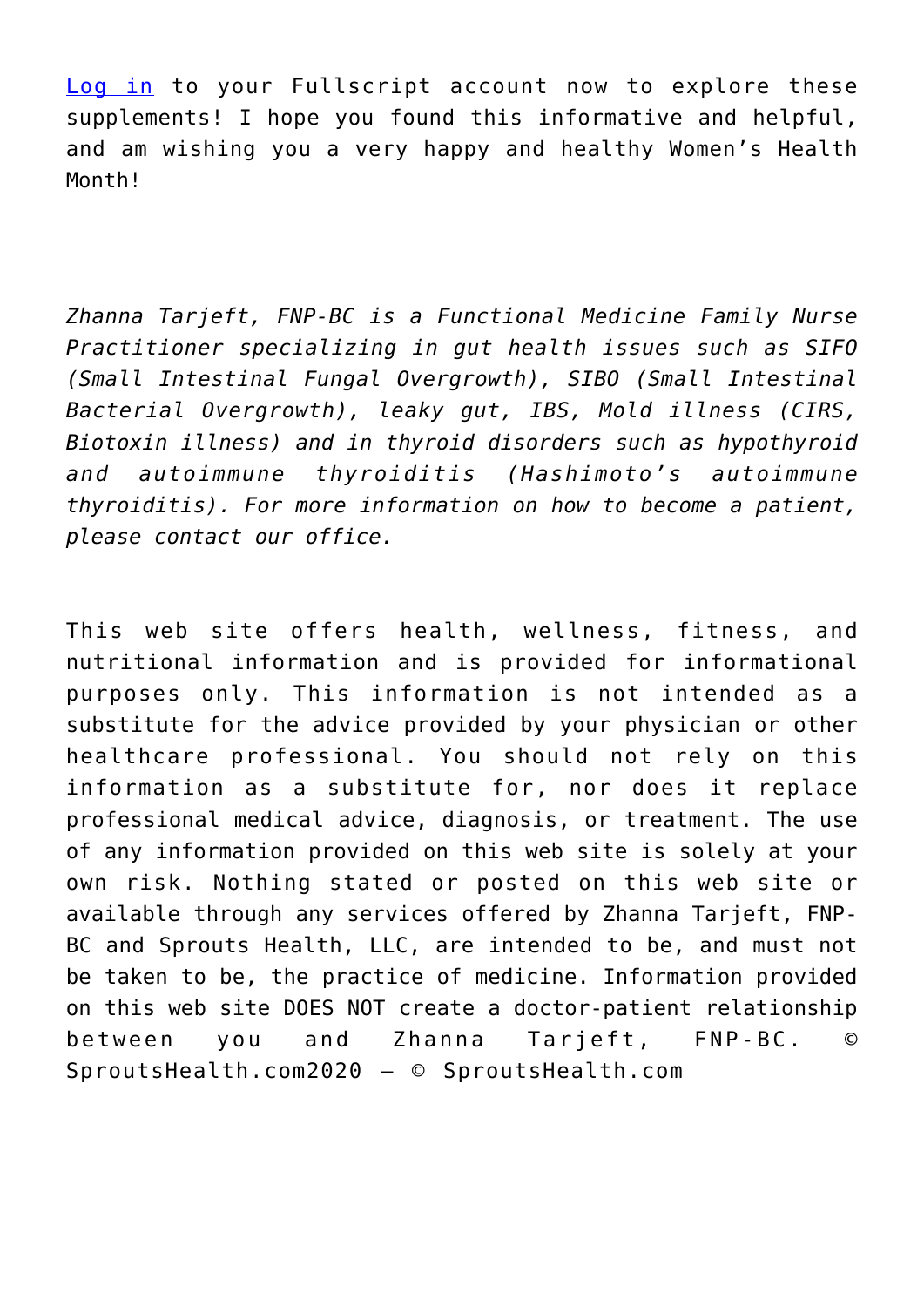[Log in](#) to your Fullscript account now to explore these supplements! I hope you found this informative and helpful, and am wishing you a very happy and healthy Women's Health Month!

*Zhanna Tarjeft, FNP-BC is a Functional Medicine Family Nurse Practitioner specializing in gut health issues such as SIFO (Small Intestinal Fungal Overgrowth), SIBO (Small Intestinal Bacterial Overgrowth), leaky gut, IBS, Mold illness (CIRS, Biotoxin illness) and in thyroid disorders such as hypothyroid and autoimmune thyroiditis (Hashimoto's autoimmune thyroiditis). For more information on how to become a patient, please contact our office.*

This web site offers health, wellness, fitness, and nutritional information and is provided for informational purposes only. This information is not intended as a substitute for the advice provided by your physician or other healthcare professional. You should not rely on this information as a substitute for, nor does it replace professional medical advice, diagnosis, or treatment. The use of any information provided on this web site is solely at your own risk. Nothing stated or posted on this web site or available through any services offered by Zhanna Tarjeft, FNP-BC and Sprouts Health, LLC, are intended to be, and must not be taken to be, the practice of medicine. Information provided on this web site DOES NOT create a doctor-patient relationship between you and Zhanna Tarjeft, FNP-BC. © SproutsHealth.com2020 – © SproutsHealth.com